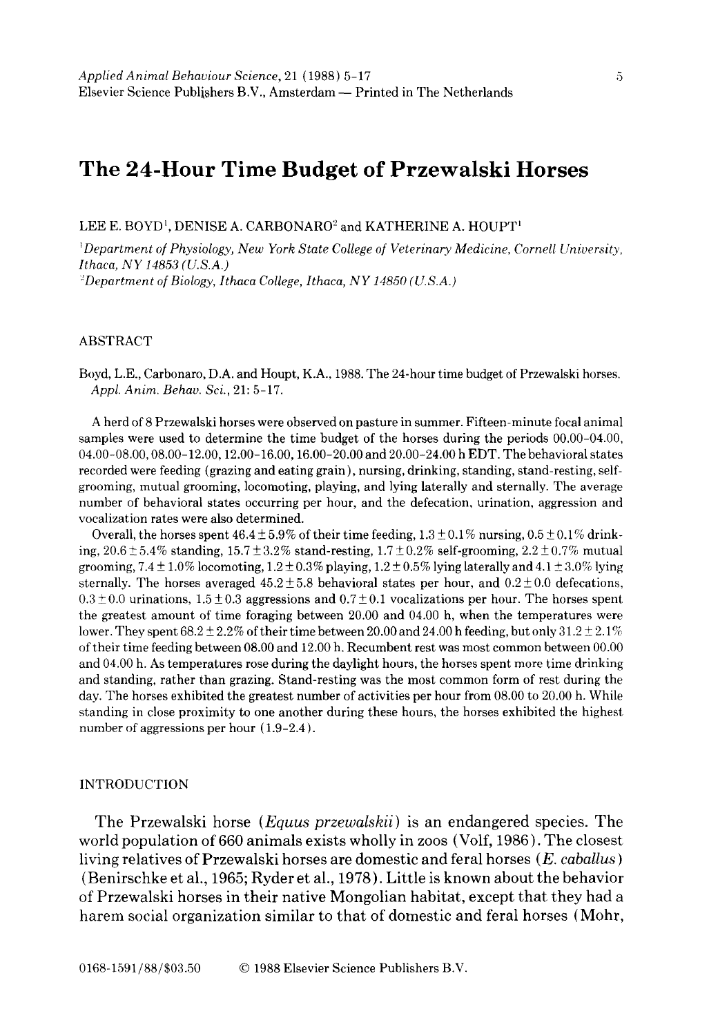# The 24-Hour Time Budget of Przewalski Horses

LEE E. BOYD[1], DENISE A. CARBONARO[2] and KATHERINE A. HOUPT[1]

[1]*Department of Physiology, New York State College of Veterinary Medicine, Cornell University, Ithaca, NY 14853 (U.S.A.)*

[2]*Department of Biology, Ithaca College, Ithaca, NY 14850 (U.S.A.)*

## ABSTRACT

Boyd, L.E., Carbonaro, D.A. and Houpt, K.A., 1988. The 24-hour time budget of Przewalski horses. *Appl. Anim. Behav. Sci.*, 21: 5-17.

A herd of 8 Przewalski horses were observed on pasture in summer. Fifteen-minute focal animal samples were used to determine the time budget of the horses during the periods 00.00-04.00, 04.00-08.00, 08.00-12.00, 12.00-16.00, 16.00-20.00 and 20.00-24.00 h EDT. The behavioral states recorded were feeding (grazing and eating grain), nursing, drinking, standing, stand-resting, self-grooming, mutual grooming, locomoting, playing, and lying laterally and sternally. The average number of behavioral states occurring per hour, and the defecation, urination, aggression and vocalization rates were also determined.

Overall, the horses spent $46.4 \pm 5.9\%$ of their time feeding, $1.3 \pm 0.1\%$ nursing, $0.5 \pm 0.1\%$ drinking, $20.6 \pm 5.4\%$ standing, $15.7 \pm 3.2\%$ stand-resting, $1.7 \pm 0.2\%$ self-grooming, $2.2 \pm 0.7\%$ mutual grooming, $7.4 \pm 1.0\%$ locomoting, $1.2 \pm 0.3\%$ playing, $1.2 \pm 0.5\%$ lying laterally and $4.1 \pm 3.0\%$ lying sternally. The horses averaged $45.2 \pm 5.8$ behavioral states per hour, and $0.2 \pm 0.0$ defecations, $0.3 \pm 0.0$ urinations, $1.5 \pm 0.3$ aggressions and $0.7 \pm 0.1$ vocalizations per hour. The horses spent the greatest amount of time foraging between 20.00 and 04.00 h, when the temperatures were lower. They spent $68.2 \pm 2.2\%$ of their time between 20.00 and 24.00 h feeding, but only $31.2 \pm 2.1\%$ of their time feeding between 08.00 and 12.00 h. Recumbent rest was most common between 00.00 and 04.00 h. As temperatures rose during the daylight hours, the horses spent more time drinking and standing, rather than grazing. Stand-resting was the most common form of rest during the day. The horses exhibited the greatest number of activities per hour from 08.00 to 20.00 h. While standing in close proximity to one another during these hours, the horses exhibited the highest number of aggressions per hour (1.9-2.4).

## INTRODUCTION

The Przewalski horse (*Equus przewalskii*) is an endangered species. The world population of 660 animals exists wholly in zoos (Volf, 1986). The closest living relatives of Przewalski horses are domestic and feral horses (*E. caballus*) (Benirschke et al., 1965; Ryder et al., 1978). Little is known about the behavior of Przewalski horses in their native Mongolian habitat, except that they had a harem social organization similar to that of domestic and feral horses (Mohr,

0168-1591/88/$03.50 © 1988 Elsevier Science Publishers B.V.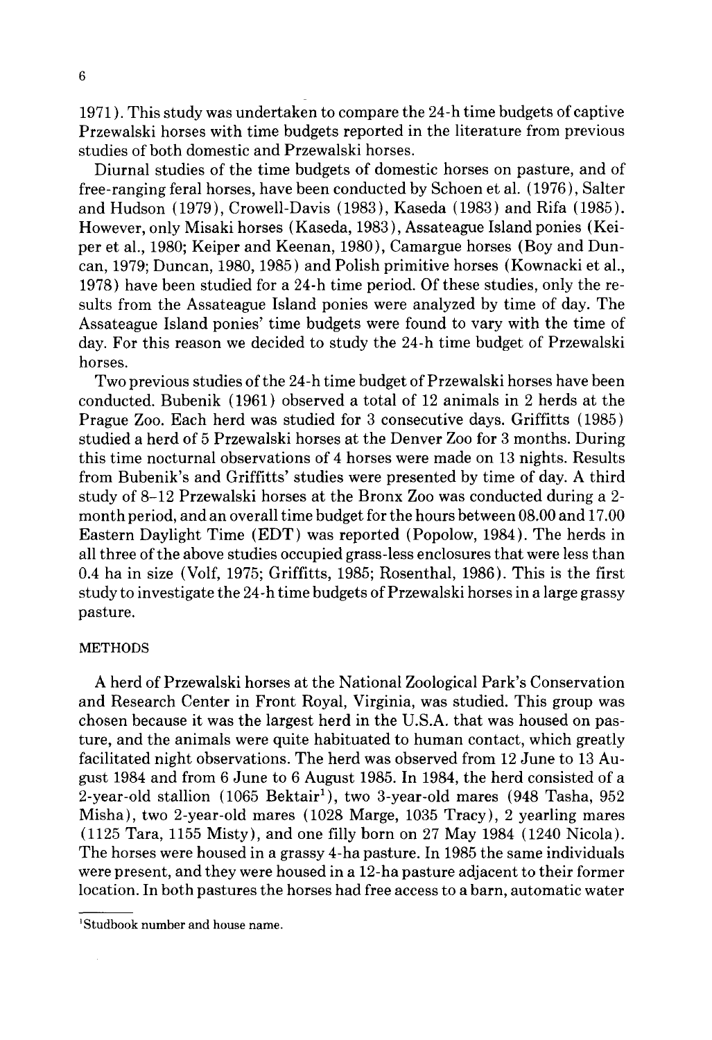1971). This study was undertaken to compare the 24-h time budgets of captive Przewalski horses with time budgets reported in the literature from previous studies of both domestic and Przewalski horses.

Diurnal studies of the time budgets of domestic horses on pasture, and of free-ranging feral horses, have been conducted by Schoen et al. (1976), Salter and Hudson (1979), Crowell-Davis (1983), Kaseda (1983) and Rifa (1985). However, only Misaki horses (Kaseda, 1983), Assateague Island ponies (Keiper et al., 1980; Keiper and Keenan, 1980), Camargue horses (Boy and Duncan, 1979; Duncan, 1980, 1985) and Polish primitive horses (Kownacki et al., 1978) have been studied for a 24-h time period. Of these studies, only the results from the Assateague Island ponies were analyzed by time of day. The Assateague Island ponies' time budgets were found to vary with the time of day. For this reason we decided to study the 24-h time budget of Przewalski horses.

Two previous studies of the 24-h time budget of Przewalski horses have been conducted. Bubenik (1961) observed a total of 12 animals in 2 herds at the Prague Zoo. Each herd was studied for 3 consecutive days. Griffitts (1985) studied a herd of 5 Przewalski horses at the Denver Zoo for 3 months. During this time nocturnal observations of 4 horses were made on 13 nights. Results from Bubenik's and Griffitts' studies were presented by time of day. A third study of 8–12 Przewalski horses at the Bronx Zoo was conducted during a 2-month period, and an overall time budget for the hours between 08.00 and 17.00 Eastern Daylight Time (EDT) was reported (Popolow, 1984). The herds in all three of the above studies occupied grass-less enclosures that were less than 0.4 ha in size (Volf, 1975; Griffitts, 1985; Rosenthal, 1986). This is the first study to investigate the 24-h time budgets of Przewalski horses in a large grassy pasture.

## METHODS

A herd of Przewalski horses at the National Zoological Park's Conservation and Research Center in Front Royal, Virginia, was studied. This group was chosen because it was the largest herd in the U.S.A. that was housed on pasture, and the animals were quite habituated to human contact, which greatly facilitated night observations. The herd was observed from 12 June to 13 August 1984 and from 6 June to 6 August 1985. In 1984, the herd consisted of a 2-year-old stallion (1065 Bektair[1]), two 3-year-old mares (948 Tasha, 952 Misha), two 2-year-old mares (1028 Marge, 1035 Tracy), 2 yearling mares (1125 Tara, 1155 Misty), and one filly born on 27 May 1984 (1240 Nicola). The horses were housed in a grassy 4-ha pasture. In 1985 the same individuals were present, and they were housed in a 12-ha pasture adjacent to their former location. In both pastures the horses had free access to a barn, automatic water

[1]Studbook number and house name.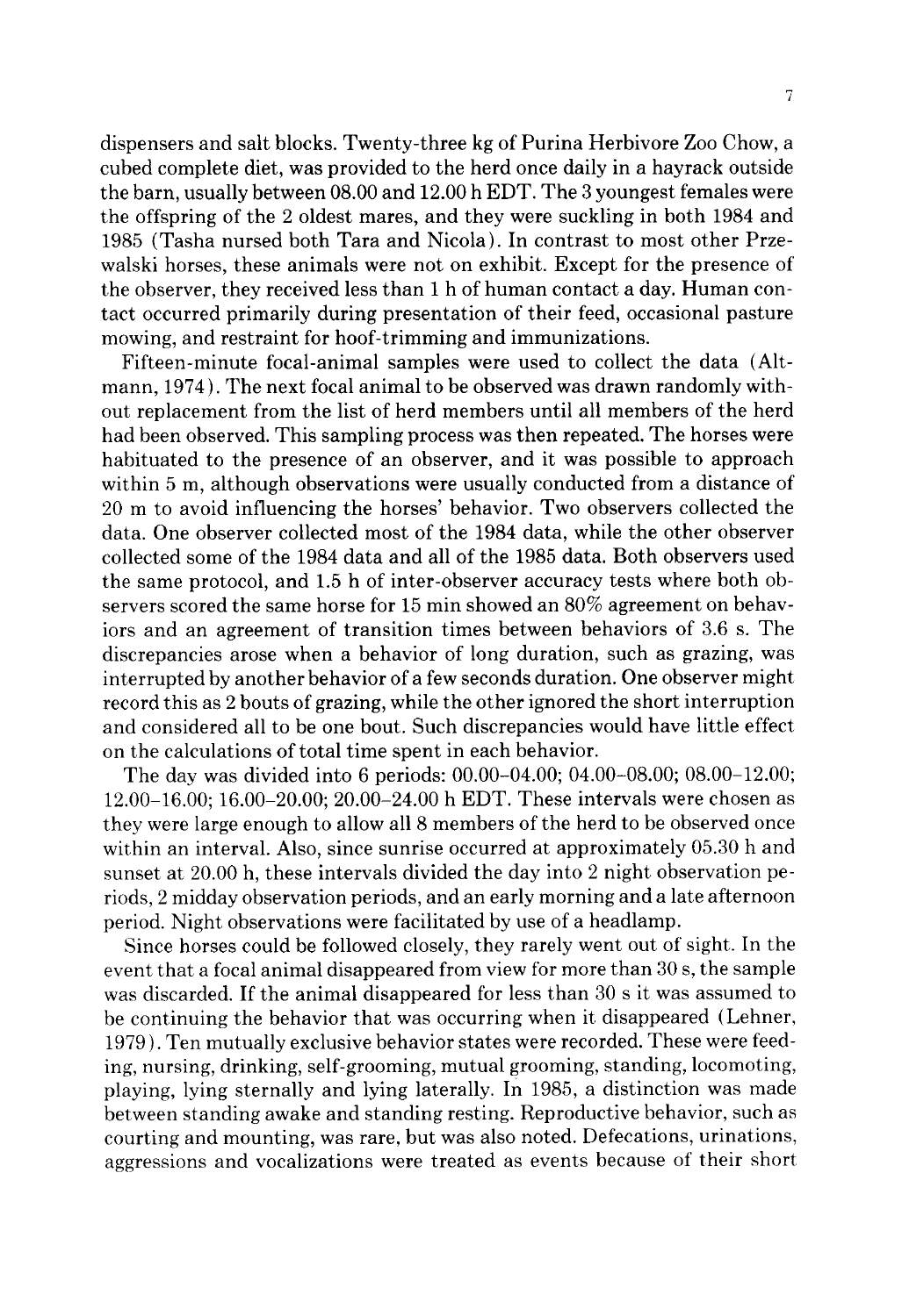dispensers and salt blocks. Twenty-three kg of Purina Herbivore Zoo Chow, a cubed complete diet, was provided to the herd once daily in a hayrack outside the barn, usually between 08.00 and 12.00 h EDT. The 3 youngest females were the offspring of the 2 oldest mares, and they were suckling in both 1984 and 1985 (Tasha nursed both Tara and Nicola). In contrast to most other Przewalski horses, these animals were not on exhibit. Except for the presence of the observer, they received less than 1 h of human contact a day. Human contact occurred primarily during presentation of their feed, occasional pasture mowing, and restraint for hoof-trimming and immunizations.

Fifteen-minute focal-animal samples were used to collect the data (Altmann, 1974). The next focal animal to be observed was drawn randomly without replacement from the list of herd members until all members of the herd had been observed. This sampling process was then repeated. The horses were habituated to the presence of an observer, and it was possible to approach within 5 m, although observations were usually conducted from a distance of 20 m to avoid influencing the horses' behavior. Two observers collected the data. One observer collected most of the 1984 data, while the other observer collected some of the 1984 data and all of the 1985 data. Both observers used the same protocol, and 1.5 h of inter-observer accuracy tests where both observers scored the same horse for 15 min showed an 80% agreement on behaviors and an agreement of transition times between behaviors of 3.6 s. The discrepancies arose when a behavior of long duration, such as grazing, was interrupted by another behavior of a few seconds duration. One observer might record this as 2 bouts of grazing, while the other ignored the short interruption and considered all to be one bout. Such discrepancies would have little effect on the calculations of total time spent in each behavior.

The day was divided into 6 periods: 00.00–04.00; 04.00–08.00; 08.00–12.00; 12.00–16.00; 16.00–20.00; 20.00–24.00 h EDT. These intervals were chosen as they were large enough to allow all 8 members of the herd to be observed once within an interval. Also, since sunrise occurred at approximately 05.30 h and sunset at 20.00 h, these intervals divided the day into 2 night observation periods, 2 midday observation periods, and an early morning and a late afternoon period. Night observations were facilitated by use of a headlamp.

Since horses could be followed closely, they rarely went out of sight. In the event that a focal animal disappeared from view for more than 30 s, the sample was discarded. If the animal disappeared for less than 30 s it was assumed to be continuing the behavior that was occurring when it disappeared (Lehner, 1979). Ten mutually exclusive behavior states were recorded. These were feeding, nursing, drinking, self-grooming, mutual grooming, standing, locomoting, playing, lying sternally and lying laterally. In 1985, a distinction was made between standing awake and standing resting. Reproductive behavior, such as courting and mounting, was rare, but was also noted. Defecations, urinations, aggressions and vocalizations were treated as events because of their short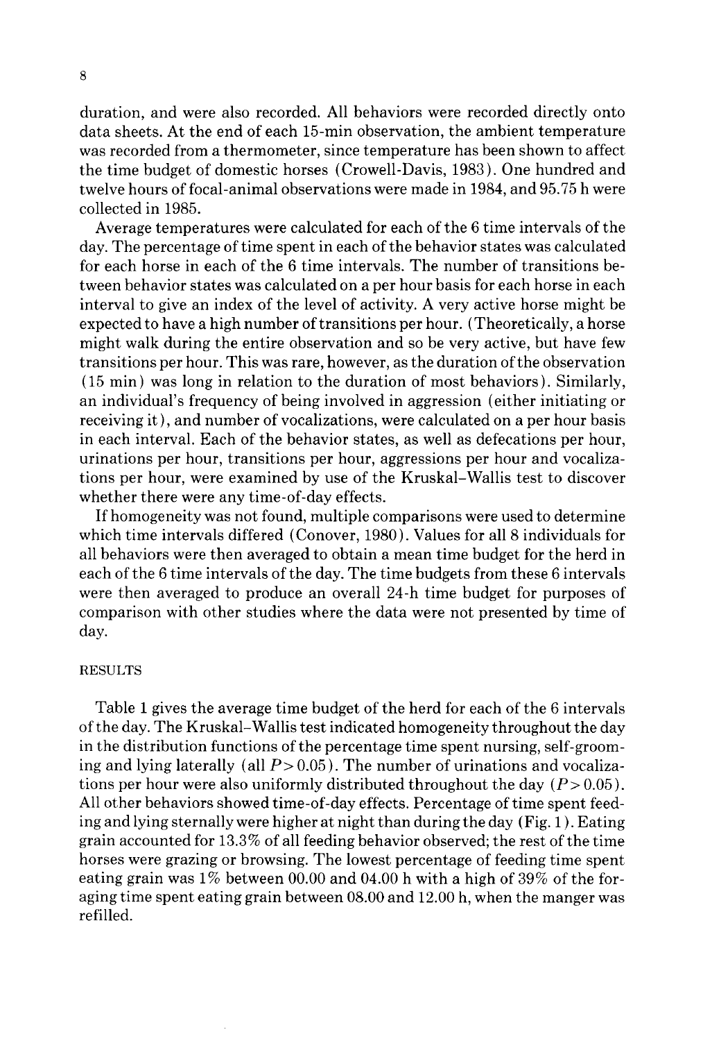duration, and were also recorded. All behaviors were recorded directly onto data sheets. At the end of each 15-min observation, the ambient temperature was recorded from a thermometer, since temperature has been shown to affect the time budget of domestic horses (Crowell-Davis, 1983). One hundred and twelve hours of focal-animal observations were made in 1984, and 95.75 h were collected in 1985.

Average temperatures were calculated for each of the 6 time intervals of the day. The percentage of time spent in each of the behavior states was calculated for each horse in each of the 6 time intervals. The number of transitions between behavior states was calculated on a per hour basis for each horse in each interval to give an index of the level of activity. A very active horse might be expected to have a high number of transitions per hour. (Theoretically, a horse might walk during the entire observation and so be very active, but have few transitions per hour. This was rare, however, as the duration of the observation (15 min) was long in relation to the duration of most behaviors). Similarly, an individual's frequency of being involved in aggression (either initiating or receiving it), and number of vocalizations, were calculated on a per hour basis in each interval. Each of the behavior states, as well as defecations per hour, urinations per hour, transitions per hour, aggressions per hour and vocalizations per hour, were examined by use of the Kruskal–Wallis test to discover whether there were any time-of-day effects.

If homogeneity was not found, multiple comparisons were used to determine which time intervals differed (Conover, 1980). Values for all 8 individuals for all behaviors were then averaged to obtain a mean time budget for the herd in each of the 6 time intervals of the day. The time budgets from these 6 intervals were then averaged to produce an overall 24-h time budget for purposes of comparison with other studies where the data were not presented by time of day.

## RESULTS

Table 1 gives the average time budget of the herd for each of the 6 intervals of the day. The Kruskal–Wallis test indicated homogeneity throughout the day in the distribution functions of the percentage time spent nursing, self-grooming and lying laterally (all $P > 0.05$). The number of urinations and vocalizations per hour were also uniformly distributed throughout the day ($P > 0.05$). All other behaviors showed time-of-day effects. Percentage of time spent feeding and lying sternally were higher at night than during the day (Fig. 1). Eating grain accounted for 13.3% of all feeding behavior observed; the rest of the time horses were grazing or browsing. The lowest percentage of feeding time spent eating grain was 1% between 00.00 and 04.00 h with a high of 39% of the foraging time spent eating grain between 08.00 and 12.00 h, when the manger was refilled.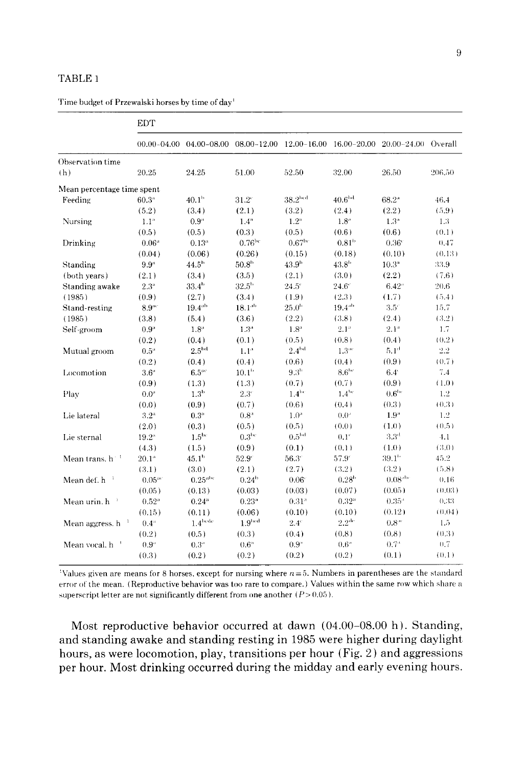TABLE 1

Time budget of Przewalski horses by time of day[1]

| | EDT | | | | | | |
|---|---|---|---|---|---|---|---|
| | 00.00–04.00 | 04.00–08.00 | 08.00–12.00 | 12.00–16.00 | 16.00–20.00 | 20.00–24.00 | Overall |
| Observation time (h) | 20.25 | 24.25 | 51.00 | 52.50 | 32.00 | 26.50 | 206.50 |
| Mean percentage time spent | | | | | | | |
| Feeding | 60.3[a] | 40.1[b] | 31.2[c] | 38.2[bcd] | 40.6[bd] | 68.2[a] | 46.4 |
| | (5.2) | (3.4) | (2.1) | (3.2) | (2.4) | (2.2) | (5.9) |
| Nursing | 1.1[a] | 0.9[a] | 1.4[a] | 1.2[a] | 1.8[a] | 1.3[a] | 1.3 |
| | (0.5) | (0.5) | (0.3) | (0.5) | (0.6) | (0.6) | (0.1) |
| Drinking | 0.06[a] | 0.13[a] | 0.76[bc] | 0.67[bc] | 0.81[b] | 0.36[c] | 0.47 |
| | (0.04) | (0.06) | (0.26) | (0.15) | (0.18) | (0.10) | (0.13) |
| Standing (both years) | 9.9[a] | 44.5[b] | 50.8[b] | 43.9[b] | 43.8[b] | 10.3[a] | 33.9 |
| | (2.1) | (3.4) | (3.5) | (2.1) | (3.0) | (2.2) | (7.6) |
| Standing awake (1985) | 2.3[a] | 33.4[b] | 32.5[b] | 24.5[c] | 24.6[c] | 6.42[a] | 20.6 |
| | (0.9) | (2.7) | (3.4) | (1.9) | (2.3) | (1.7) | (5.4) |
| Stand-resting (1985) | 8.9[ac] | 19.4[ab] | 18.1[ab] | 25.0[b] | 19.4[ab] | 3.5[c] | 15.7 |
| | (3.8) | (5.4) | (3.6) | (2.2) | (3.8) | (2.4) | (3.2) |
| Self-groom | 0.9[a] | 1.8[a] | 1.3[a] | 1.8[a] | 2.1[a] | 2.1[a] | 1.7 |
| | (0.2) | (0.4) | (0.1) | (0.5) | (0.8) | (0.4) | (0.2) |
| Mutual groom | 0.5[a] | 2.5[bd] | 1.1[a] | 2.4[bd] | 1.3[ac] | 5.1[d] | 2.2 |
| | (0.2) | (0.4) | (0.4) | (0.6) | (0.4) | (0.9) | (0.7) |
| Locomotion | 3.6[a] | 6.5[ac] | 10.1[b] | 9.3[b] | 8.6[bc] | 6.4[c] | 7.4 |
| | (0.9) | (1.3) | (1.3) | (0.7) | (0.7) | (0.9) | (1.0) |
| Play | 0.0[a] | 1.3[b] | 2.3[c] | 1.4[bc] | 1.4[bc] | 0.6[bc] | 1.2 |
| | (0.0) | (0.9) | (0.7) | (0.6) | (0.4) | (0.3) | (0.3) |
| Lie lateral | 3.2[a] | 0.3[a] | 0.8[a] | 1.0[a] | 0.0[a] | 1.9[a] | 1.2 |
| | (2.0) | (0.3) | (0.5) | (0.5) | (0.0) | (1.0) | (0.5) |
| Lie sternal | 19.2[a] | 1.5[bc] | 0.3[bc] | 0.5[bd] | 0.1[c] | 3.3[d] | 4.1 |
| | (4.3) | (1.5) | (0.9) | (0.1) | (0.1) | (1.0) | (3.0) |
| Mean trans. $h^{-1}$ | 20.1[a] | 45.1[b] | 52.9[c] | 56.3[c] | 57.9[c] | 39.1[b] | 45.2 |
| | (3.1) | (3.0) | (2.1) | (2.7) | (3.2) | (3.2) | (5.8) |
| Mean def. $h^{-1}$ | 0.05[ac] | 0.25[abc] | 0.24[b] | 0.06[c] | 0.28[b] | 0.08[abc] | 0.16 |
| | (0.05) | (0.13) | (0.03) | (0.03) | (0.07) | (0.05) | (0.03) |
| Mean urin. $h^{-1}$ | 0.52[a] | 0.24[a] | 0.23[a] | 0.31[a] | 0.32[a] | 0.35[a] | 0.33 |
| | (0.15) | (0.11) | (0.06) | (0.10) | (0.10) | (0.12) | (0.04) |
| Mean aggress. $h^{-1}$ | 0.4[a] | 1.4[bcde] | 1.9[bcd] | 2.4[c] | 2.2[dc] | 0.8[ae] | 1.5 |
| | (0.2) | (0.5) | (0.3) | (0.4) | (0.8) | (0.8) | (0.3) |
| Mean vocal. $h^{-1}$ | 0.9[a] | 0.3[a] | 0.6[a] | 0.9[a] | 0.6[a] | 0.7[a] | 0.7 |
| | (0.3) | (0.2) | (0.2) | (0.2) | (0.2) | (0.1) | (0.1) |

[1]Values given are means for 8 horses, except for nursing where $n = 5$. Numbers in parentheses are the standard error of the mean. (Reproductive behavior was too rare to compare.) Values within the same row which share a superscript letter are not significantly different from one another ($P > 0.05$).

Most reproductive behavior occurred at dawn (04.00–08.00 h). Standing, and standing awake and standing resting in 1985 were higher during daylight hours, as were locomotion, play, transitions per hour (Fig. 2) and aggressions per hour. Most drinking occurred during the midday and early evening hours.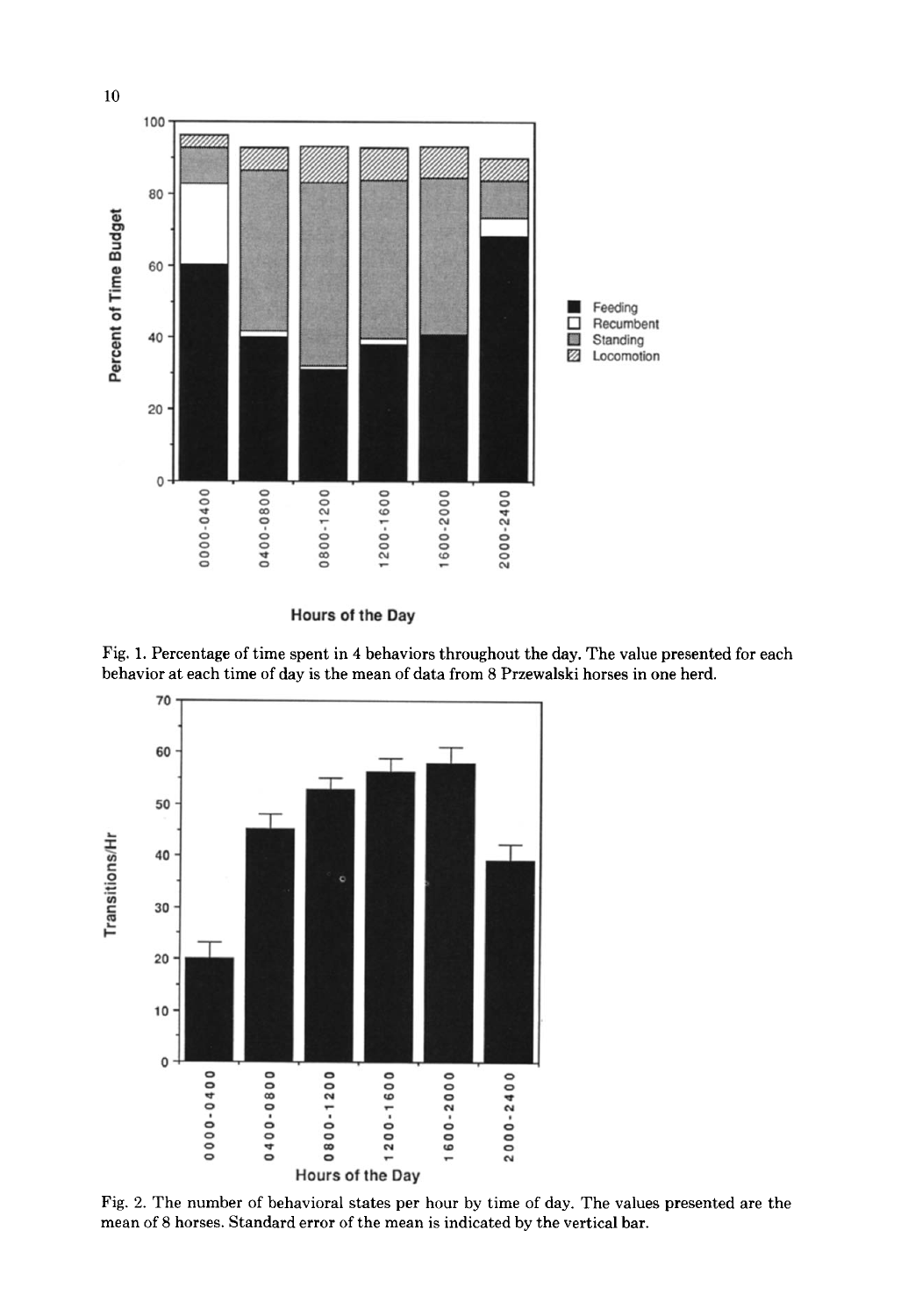Fig. 1. Percentage of time spent in 4 behaviors throughout the day. The value presented for each behavior at each time of day is the mean of data from 8 Przewalski horses in one herd.

Fig. 2. The number of behavioral states per hour by time of day. The values presented are the mean of 8 horses. Standard error of the mean is indicated by the vertical bar.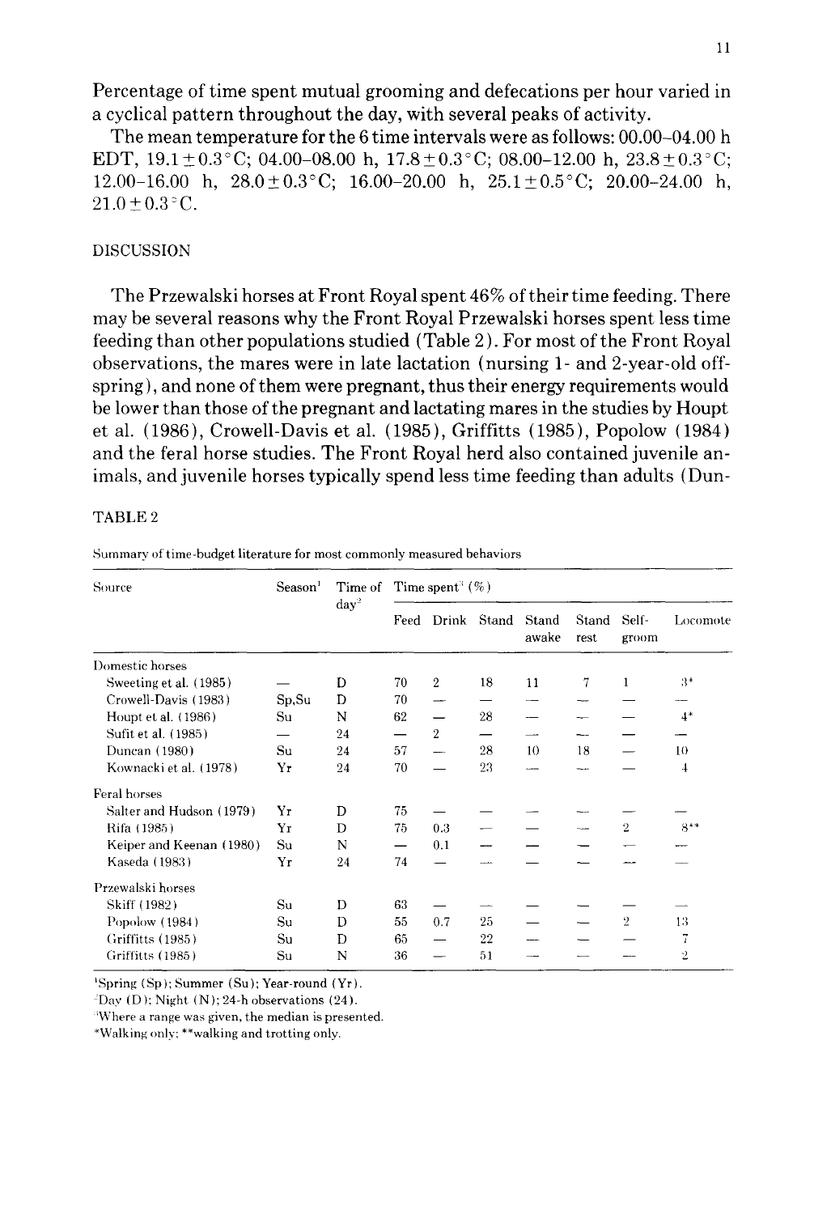Percentage of time spent mutual grooming and defecations per hour varied in a cyclical pattern throughout the day, with several peaks of activity.

The mean temperature for the 6 time intervals were as follows: 00.00–04.00 h EDT, 19.1±0.3°C; 04.00–08.00 h, 17.8±0.3°C; 08.00–12.00 h, 23.8±0.3°C; 12.00–16.00 h, 28.0±0.3°C; 16.00–20.00 h, 25.1±0.5°C; 20.00–24.00 h, 21.0±0.3°C.

## DISCUSSION

The Przewalski horses at Front Royal spent 46% of their time feeding. There may be several reasons why the Front Royal Przewalski horses spent less time feeding than other populations studied (Table 2). For most of the Front Royal observations, the mares were in late lactation (nursing 1- and 2-year-old offspring), and none of them were pregnant, thus their energy requirements would be lower than those of the pregnant and lactating mares in the studies by Houpt et al. (1986), Crowell-Davis et al. (1985), Griffitts (1985), Popolow (1984) and the feral horse studies. The Front Royal herd also contained juvenile animals, and juvenile horses typically spend less time feeding than adults (Dun-

TABLE 2

Summary of time-budget literature for most commonly measured behaviors

| Source | Season[1] | Time of day[2] | Time spent[3] (%) | | | | | | |
|---|---|---|---|---|---|---|---|---|---|
| | | | Feed | Drink | Stand | Stand awake | Stand rest | Self-groom | Locomote |
| Domestic horses | | | | | | | | | |
| Sweeting et al. (1985) | — | D | 70 | 2 | 18 | 11 | 7 | 1 | 3* |
| Crowell-Davis (1983) | Sp,Su | D | 70 | — | — | — | — | — | — |
| Houpt et al. (1986) | Su | N | 62 | — | 28 | — | — | — | 4* |
| Sufit et al. (1985) | — | 24 | — | 2 | — | — | — | — | — |
| Duncan (1980) | Su | 24 | 57 | — | 28 | 10 | 18 | — | 10 |
| Kownacki et al. (1978) | Yr | 24 | 70 | — | 23 | — | — | — | 4 |
| Feral horses | | | | | | | | | |
| Salter and Hudson (1979) | Yr | D | 75 | — | — | — | — | — | — |
| Rifa (1985) | Yr | D | 75 | 0.3 | — | — | — | 2 | 8** |
| Keiper and Keenan (1980) | Su | N | — | 0.1 | — | — | — | — | — |
| Kaseda (1983) | Yr | 24 | 74 | — | — | — | — | — | — |
| Przewalski horses | | | | | | | | | |
| Skiff (1982) | Su | D | 63 | — | — | — | — | — | — |
| Popolow (1984) | Su | D | 55 | 0.7 | 25 | — | — | 2 | 13 |
| Griffitts (1985) | Su | D | 65 | — | 22 | — | — | — | 7 |
| Griffitts (1985) | Su | N | 36 | — | 51 | — | — | — | 2 |

[1]Spring (Sp); Summer (Su); Year-round (Yr).
[2]Day (D); Night (N); 24-h observations (24).
[3]Where a range was given, the median is presented.
*Walking only; **walking and trotting only.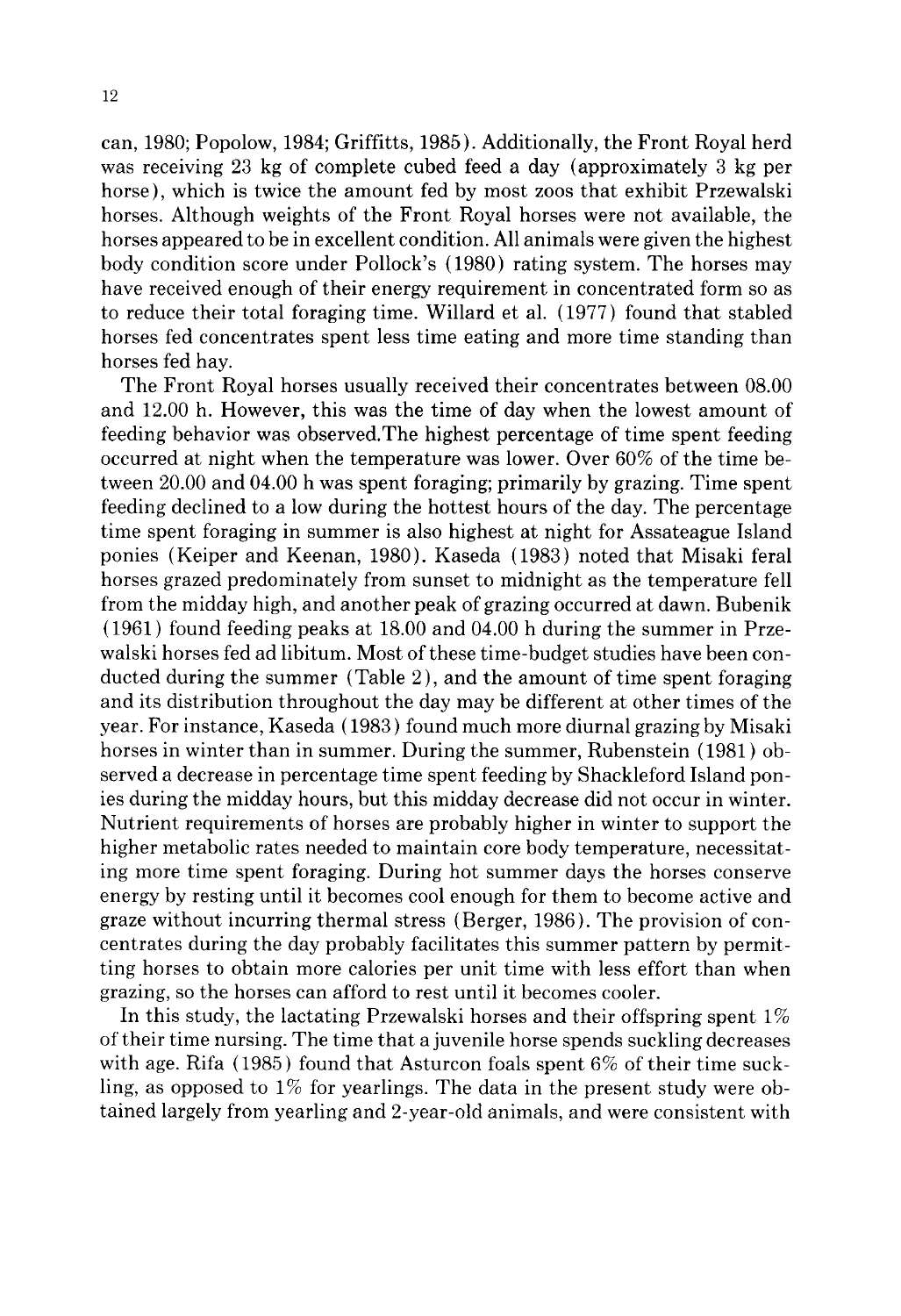can, 1980; Popolow, 1984; Griffitts, 1985). Additionally, the Front Royal herd was receiving 23 kg of complete cubed feed a day (approximately 3 kg per horse), which is twice the amount fed by most zoos that exhibit Przewalski horses. Although weights of the Front Royal horses were not available, the horses appeared to be in excellent condition. All animals were given the highest body condition score under Pollock's (1980) rating system. The horses may have received enough of their energy requirement in concentrated form so as to reduce their total foraging time. Willard et al. (1977) found that stabled horses fed concentrates spent less time eating and more time standing than horses fed hay.

The Front Royal horses usually received their concentrates between 08.00 and 12.00 h. However, this was the time of day when the lowest amount of feeding behavior was observed.The highest percentage of time spent feeding occurred at night when the temperature was lower. Over 60% of the time between 20.00 and 04.00 h was spent foraging; primarily by grazing. Time spent feeding declined to a low during the hottest hours of the day. The percentage time spent foraging in summer is also highest at night for Assateague Island ponies (Keiper and Keenan, 1980). Kaseda (1983) noted that Misaki feral horses grazed predominately from sunset to midnight as the temperature fell from the midday high, and another peak of grazing occurred at dawn. Bubenik (1961) found feeding peaks at 18.00 and 04.00 h during the summer in Przewalski horses fed ad libitum. Most of these time-budget studies have been conducted during the summer (Table 2), and the amount of time spent foraging and its distribution throughout the day may be different at other times of the year. For instance, Kaseda (1983) found much more diurnal grazing by Misaki horses in winter than in summer. During the summer, Rubenstein (1981) observed a decrease in percentage time spent feeding by Shackleford Island ponies during the midday hours, but this midday decrease did not occur in winter. Nutrient requirements of horses are probably higher in winter to support the higher metabolic rates needed to maintain core body temperature, necessitating more time spent foraging. During hot summer days the horses conserve energy by resting until it becomes cool enough for them to become active and graze without incurring thermal stress (Berger, 1986). The provision of concentrates during the day probably facilitates this summer pattern by permitting horses to obtain more calories per unit time with less effort than when grazing, so the horses can afford to rest until it becomes cooler.

In this study, the lactating Przewalski horses and their offspring spent 1% of their time nursing. The time that a juvenile horse spends suckling decreases with age. Rifa (1985) found that Asturcon foals spent 6% of their time suckling, as opposed to 1% for yearlings. The data in the present study were obtained largely from yearling and 2-year-old animals, and were consistent with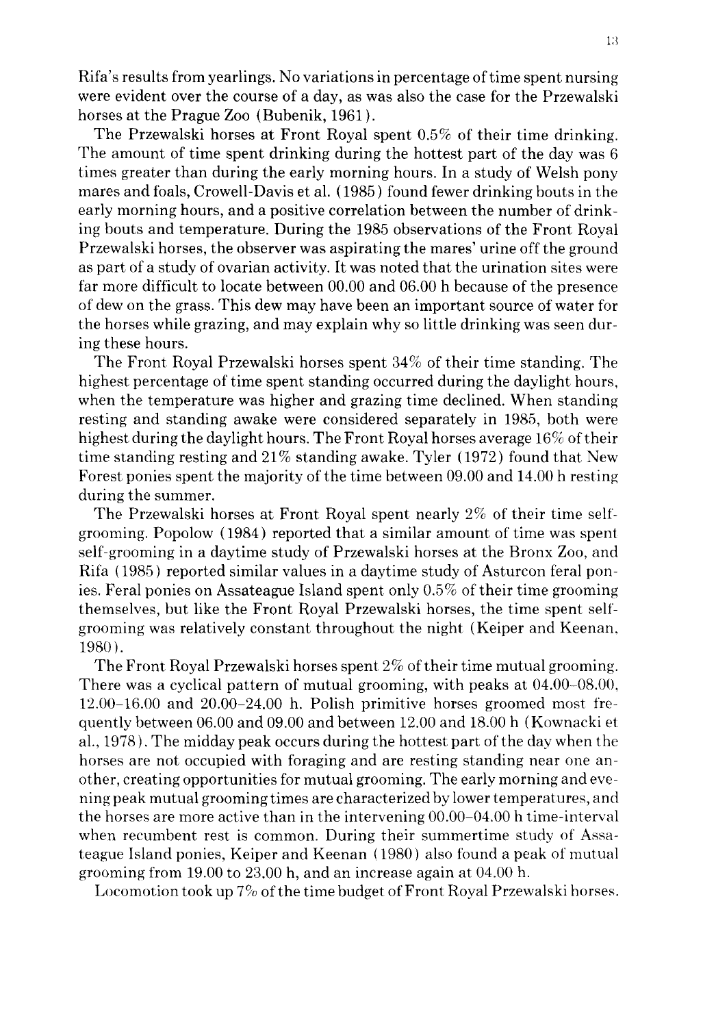Rifa's results from yearlings. No variations in percentage of time spent nursing were evident over the course of a day, as was also the case for the Przewalski horses at the Prague Zoo (Bubenik, 1961).

The Przewalski horses at Front Royal spent 0.5% of their time drinking. The amount of time spent drinking during the hottest part of the day was 6 times greater than during the early morning hours. In a study of Welsh pony mares and foals, Crowell-Davis et al. (1985) found fewer drinking bouts in the early morning hours, and a positive correlation between the number of drinking bouts and temperature. During the 1985 observations of the Front Royal Przewalski horses, the observer was aspirating the mares' urine off the ground as part of a study of ovarian activity. It was noted that the urination sites were far more difficult to locate between 00.00 and 06.00 h because of the presence of dew on the grass. This dew may have been an important source of water for the horses while grazing, and may explain why so little drinking was seen during these hours.

The Front Royal Przewalski horses spent 34% of their time standing. The highest percentage of time spent standing occurred during the daylight hours, when the temperature was higher and grazing time declined. When standing resting and standing awake were considered separately in 1985, both were highest during the daylight hours. The Front Royal horses average 16% of their time standing resting and 21% standing awake. Tyler (1972) found that New Forest ponies spent the majority of the time between 09.00 and 14.00 h resting during the summer.

The Przewalski horses at Front Royal spent nearly 2% of their time self-grooming. Popolow (1984) reported that a similar amount of time was spent self-grooming in a daytime study of Przewalski horses at the Bronx Zoo, and Rifa (1985) reported similar values in a daytime study of Asturcon feral ponies. Feral ponies on Assateague Island spent only 0.5% of their time grooming themselves, but like the Front Royal Przewalski horses, the time spent self-grooming was relatively constant throughout the night (Keiper and Keenan, 1980).

The Front Royal Przewalski horses spent 2% of their time mutual grooming. There was a cyclical pattern of mutual grooming, with peaks at 04.00–08.00, 12.00–16.00 and 20.00–24.00 h. Polish primitive horses groomed most frequently between 06.00 and 09.00 and between 12.00 and 18.00 h (Kownacki et al., 1978). The midday peak occurs during the hottest part of the day when the horses are not occupied with foraging and are resting standing near one another, creating opportunities for mutual grooming. The early morning and evening peak mutual grooming times are characterized by lower temperatures, and the horses are more active than in the intervening 00.00–04.00 h time-interval when recumbent rest is common. During their summertime study of Assateague Island ponies, Keiper and Keenan (1980) also found a peak of mutual grooming from 19.00 to 23.00 h, and an increase again at 04.00 h.

Locomotion took up 7% of the time budget of Front Royal Przewalski horses.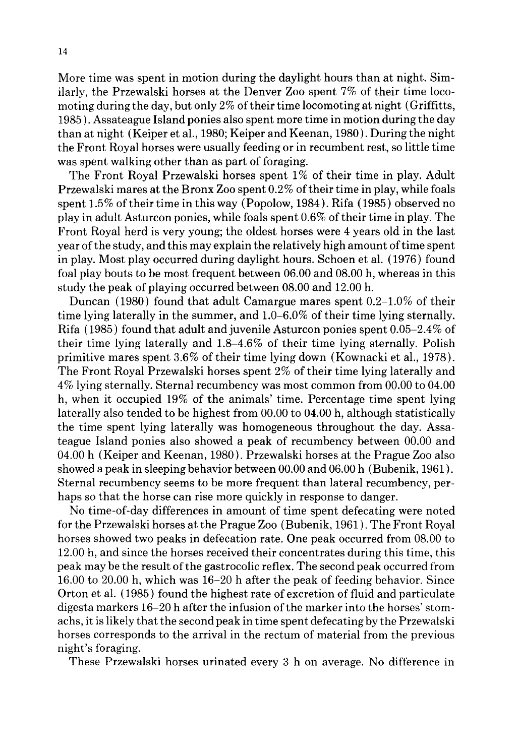More time was spent in motion during the daylight hours than at night. Similarly, the Przewalski horses at the Denver Zoo spent 7% of their time locomoting during the day, but only 2% of their time locomoting at night (Griffitts, 1985). Assateague Island ponies also spent more time in motion during the day than at night (Keiper et al., 1980; Keiper and Keenan, 1980). During the night the Front Royal horses were usually feeding or in recumbent rest, so little time was spent walking other than as part of foraging.

The Front Royal Przewalski horses spent 1% of their time in play. Adult Przewalski mares at the Bronx Zoo spent 0.2% of their time in play, while foals spent 1.5% of their time in this way (Popolow, 1984). Rifa (1985) observed no play in adult Asturcon ponies, while foals spent 0.6% of their time in play. The Front Royal herd is very young; the oldest horses were 4 years old in the last year of the study, and this may explain the relatively high amount of time spent in play. Most play occurred during daylight hours. Schoen et al. (1976) found foal play bouts to be most frequent between 06.00 and 08.00 h, whereas in this study the peak of playing occurred between 08.00 and 12.00 h.

Duncan (1980) found that adult Camargue mares spent 0.2–1.0% of their time lying laterally in the summer, and 1.0–6.0% of their time lying sternally. Rifa (1985) found that adult and juvenile Asturcon ponies spent 0.05–2.4% of their time lying laterally and 1.8–4.6% of their time lying sternally. Polish primitive mares spent 3.6% of their time lying down (Kownacki et al., 1978). The Front Royal Przewalski horses spent 2% of their time lying laterally and 4% lying sternally. Sternal recumbency was most common from 00.00 to 04.00 h, when it occupied 19% of the animals' time. Percentage time spent lying laterally also tended to be highest from 00.00 to 04.00 h, although statistically the time spent lying laterally was homogeneous throughout the day. Assateague Island ponies also showed a peak of recumbency between 00.00 and 04.00 h (Keiper and Keenan, 1980). Przewalski horses at the Prague Zoo also showed a peak in sleeping behavior between 00.00 and 06.00 h (Bubenik, 1961). Sternal recumbency seems to be more frequent than lateral recumbency, perhaps so that the horse can rise more quickly in response to danger.

No time-of-day differences in amount of time spent defecating were noted for the Przewalski horses at the Prague Zoo (Bubenik, 1961). The Front Royal horses showed two peaks in defecation rate. One peak occurred from 08.00 to 12.00 h, and since the horses received their concentrates during this time, this peak may be the result of the gastrocolic reflex. The second peak occurred from 16.00 to 20.00 h, which was 16–20 h after the peak of feeding behavior. Since Orton et al. (1985) found the highest rate of excretion of fluid and particulate digesta markers 16–20 h after the infusion of the marker into the horses' stomachs, it is likely that the second peak in time spent defecating by the Przewalski horses corresponds to the arrival in the rectum of material from the previous night's foraging.

These Przewalski horses urinated every 3 h on average. No difference in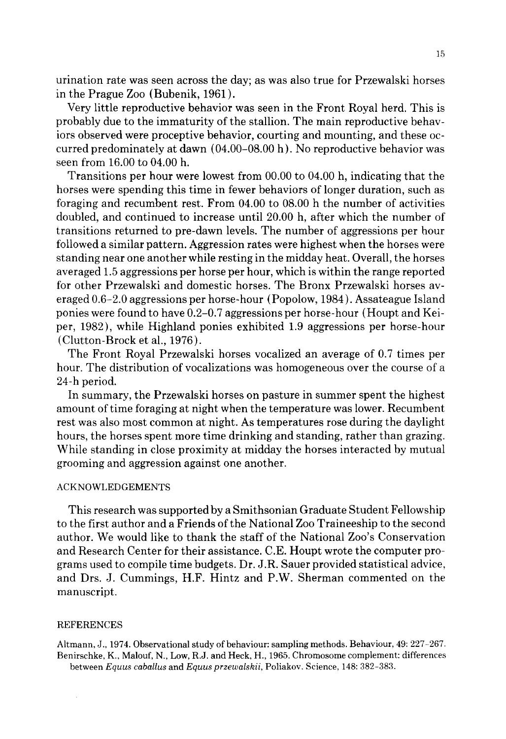urination rate was seen across the day; as was also true for Przewalski horses in the Prague Zoo (Bubenik, 1961).

Very little reproductive behavior was seen in the Front Royal herd. This is probably due to the immaturity of the stallion. The main reproductive behaviors observed were proceptive behavior, courting and mounting, and these occurred predominately at dawn (04.00–08.00 h). No reproductive behavior was seen from 16.00 to 04.00 h.

Transitions per hour were lowest from 00.00 to 04.00 h, indicating that the horses were spending this time in fewer behaviors of longer duration, such as foraging and recumbent rest. From 04.00 to 08.00 h the number of activities doubled, and continued to increase until 20.00 h, after which the number of transitions returned to pre-dawn levels. The number of aggressions per hour followed a similar pattern. Aggression rates were highest when the horses were standing near one another while resting in the midday heat. Overall, the horses averaged 1.5 aggressions per horse per hour, which is within the range reported for other Przewalski and domestic horses. The Bronx Przewalski horses averaged 0.6–2.0 aggressions per horse-hour (Popolow, 1984). Assateague Island ponies were found to have 0.2–0.7 aggressions per horse-hour (Houpt and Keiper, 1982), while Highland ponies exhibited 1.9 aggressions per horse-hour (Clutton-Brock et al., 1976).

The Front Royal Przewalski horses vocalized an average of 0.7 times per hour. The distribution of vocalizations was homogeneous over the course of a 24-h period.

In summary, the Przewalski horses on pasture in summer spent the highest amount of time foraging at night when the temperature was lower. Recumbent rest was also most common at night. As temperatures rose during the daylight hours, the horses spent more time drinking and standing, rather than grazing. While standing in close proximity at midday the horses interacted by mutual grooming and aggression against one another.

## ACKNOWLEDGEMENTS

This research was supported by a Smithsonian Graduate Student Fellowship to the first author and a Friends of the National Zoo Traineeship to the second author. We would like to thank the staff of the National Zoo's Conservation and Research Center for their assistance. C.E. Houpt wrote the computer programs used to compile time budgets. Dr. J.R. Sauer provided statistical advice, and Drs. J. Cummings, H.F. Hintz and P.W. Sherman commented on the manuscript.

## REFERENCES

Altmann, J., 1974. Observational study of behaviour: sampling methods. Behaviour, 49: 227–267.

Benirschke, K., Malouf, N., Low, R.J. and Heck, H., 1965. Chromosome complement: differences between *Equus caballus* and *Equus przewalskii*, Poliakov. Science, 148: 382–383.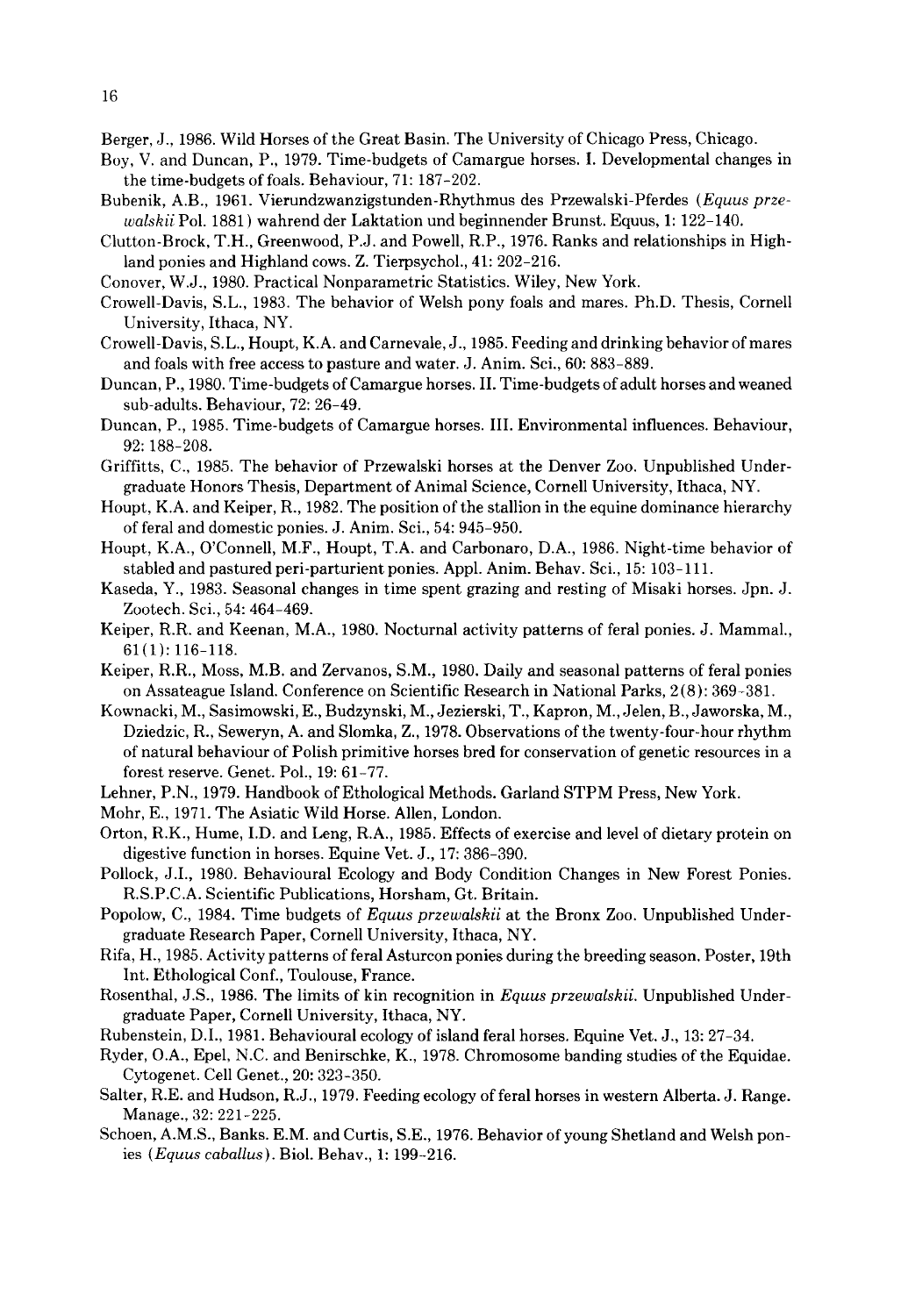Berger, J., 1986. Wild Horses of the Great Basin. The University of Chicago Press, Chicago.

Boy, V. and Duncan, P., 1979. Time-budgets of Camargue horses. I. Developmental changes in the time-budgets of foals. Behaviour, 71: 187–202.

Bubenik, A.B., 1961. Vierundzwanzigstunden-Rhythmus des Przewalski-Pferdes (*Equus przewalskii* Pol. 1881) wahrend der Laktation und beginnender Brunst. Equus, 1: 122–140.

Clutton-Brock, T.H., Greenwood, P.J. and Powell, R.P., 1976. Ranks and relationships in Highland ponies and Highland cows. Z. Tierpsychol., 41: 202–216.

Conover, W.J., 1980. Practical Nonparametric Statistics. Wiley, New York.

Crowell-Davis, S.L., 1983. The behavior of Welsh pony foals and mares. Ph.D. Thesis, Cornell University, Ithaca, NY.

Crowell-Davis, S.L., Houpt, K.A. and Carnevale, J., 1985. Feeding and drinking behavior of mares and foals with free access to pasture and water. J. Anim. Sci., 60: 883–889.

Duncan, P., 1980. Time-budgets of Camargue horses. II. Time-budgets of adult horses and weaned sub-adults. Behaviour, 72: 26–49.

Duncan, P., 1985. Time-budgets of Camargue horses. III. Environmental influences. Behaviour, 92: 188–208.

Griffitts, C., 1985. The behavior of Przewalski horses at the Denver Zoo. Unpublished Undergraduate Honors Thesis, Department of Animal Science, Cornell University, Ithaca, NY.

Houpt, K.A. and Keiper, R., 1982. The position of the stallion in the equine dominance hierarchy of feral and domestic ponies. J. Anim. Sci., 54: 945–950.

Houpt, K.A., O'Connell, M.F., Houpt, T.A. and Carbonaro, D.A., 1986. Night-time behavior of stabled and pastured peri-parturient ponies. Appl. Anim. Behav. Sci., 15: 103–111.

Kaseda, Y., 1983. Seasonal changes in time spent grazing and resting of Misaki horses. Jpn. J. Zootech. Sci., 54: 464–469.

Keiper, R.R. and Keenan, M.A., 1980. Nocturnal activity patterns of feral ponies. J. Mammal., 61(1): 116–118.

Keiper, R.R., Moss, M.B. and Zervanos, S.M., 1980. Daily and seasonal patterns of feral ponies on Assateague Island. Conference on Scientific Research in National Parks, 2(8): 369–381.

Kownacki, M., Sasimowski, E., Budzynski, M., Jezierski, T., Kapron, M., Jelen, B., Jaworska, M., Dziedzic, R., Seweryn, A. and Slomka, Z., 1978. Observations of the twenty-four-hour rhythm of natural behaviour of Polish primitive horses bred for conservation of genetic resources in a forest reserve. Genet. Pol., 19: 61–77.

Lehner, P.N., 1979. Handbook of Ethological Methods. Garland STPM Press, New York.

Mohr, E., 1971. The Asiatic Wild Horse. Allen, London.

Orton, R.K., Hume, I.D. and Leng, R.A., 1985. Effects of exercise and level of dietary protein on digestive function in horses. Equine Vet. J., 17: 386–390.

Pollock, J.I., 1980. Behavioural Ecology and Body Condition Changes in New Forest Ponies. R.S.P.C.A. Scientific Publications, Horsham, Gt. Britain.

Popolow, C., 1984. Time budgets of *Equus przewalskii* at the Bronx Zoo. Unpublished Undergraduate Research Paper, Cornell University, Ithaca, NY.

Rifa, H., 1985. Activity patterns of feral Asturcon ponies during the breeding season. Poster, 19th Int. Ethological Conf., Toulouse, France.

Rosenthal, J.S., 1986. The limits of kin recognition in *Equus przewalskii*. Unpublished Undergraduate Paper, Cornell University, Ithaca, NY.

Rubenstein, D.I., 1981. Behavioural ecology of island feral horses. Equine Vet. J., 13: 27–34.

Ryder, O.A., Epel, N.C. and Benirschke, K., 1978. Chromosome banding studies of the Equidae. Cytogenet. Cell Genet., 20: 323–350.

Salter, R.E. and Hudson, R.J., 1979. Feeding ecology of feral horses in western Alberta. J. Range. Manage., 32: 221–225.

Schoen, A.M.S., Banks. E.M. and Curtis, S.E., 1976. Behavior of young Shetland and Welsh ponies (*Equus caballus*). Biol. Behav., 1: 199–216.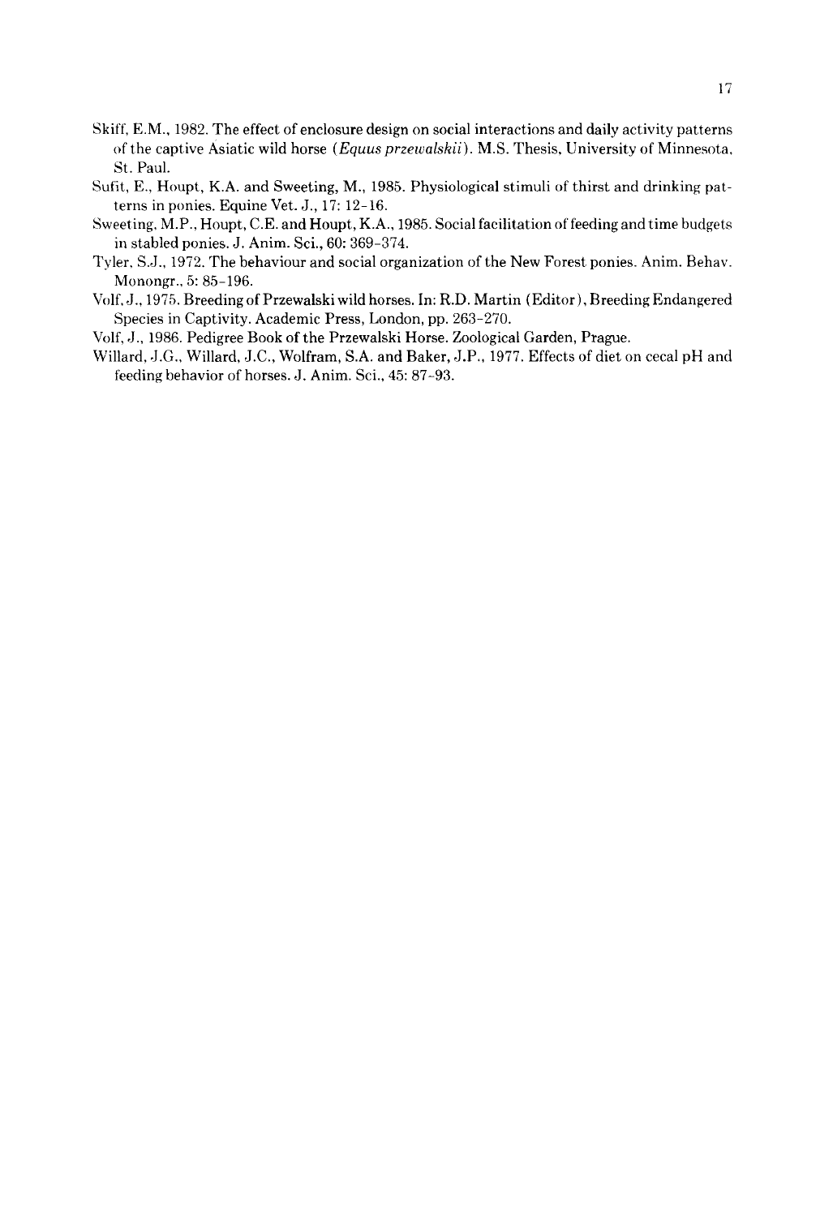Skiff, E.M., 1982. The effect of enclosure design on social interactions and daily activity patterns of the captive Asiatic wild horse (*Equus przewalskii*). M.S. Thesis, University of Minnesota, St. Paul.

Sufit, E., Houpt, K.A. and Sweeting, M., 1985. Physiological stimuli of thirst and drinking patterns in ponies. Equine Vet. J., 17: 12–16.

Sweeting, M.P., Houpt, C.E. and Houpt, K.A., 1985. Social facilitation of feeding and time budgets in stabled ponies. J. Anim. Sci., 60: 369–374.

Tyler, S.J., 1972. The behaviour and social organization of the New Forest ponies. Anim. Behav. Monongr., 5: 85–196.

Volf, J., 1975. Breeding of Przewalski wild horses. In: R.D. Martin (Editor), Breeding Endangered Species in Captivity. Academic Press, London, pp. 263–270.

Volf, J., 1986. Pedigree Book of the Przewalski Horse. Zoological Garden, Prague.

Willard, J.G., Willard, J.C., Wolfram, S.A. and Baker, J.P., 1977. Effects of diet on cecal pH and feeding behavior of horses. J. Anim. Sci., 45: 87–93.